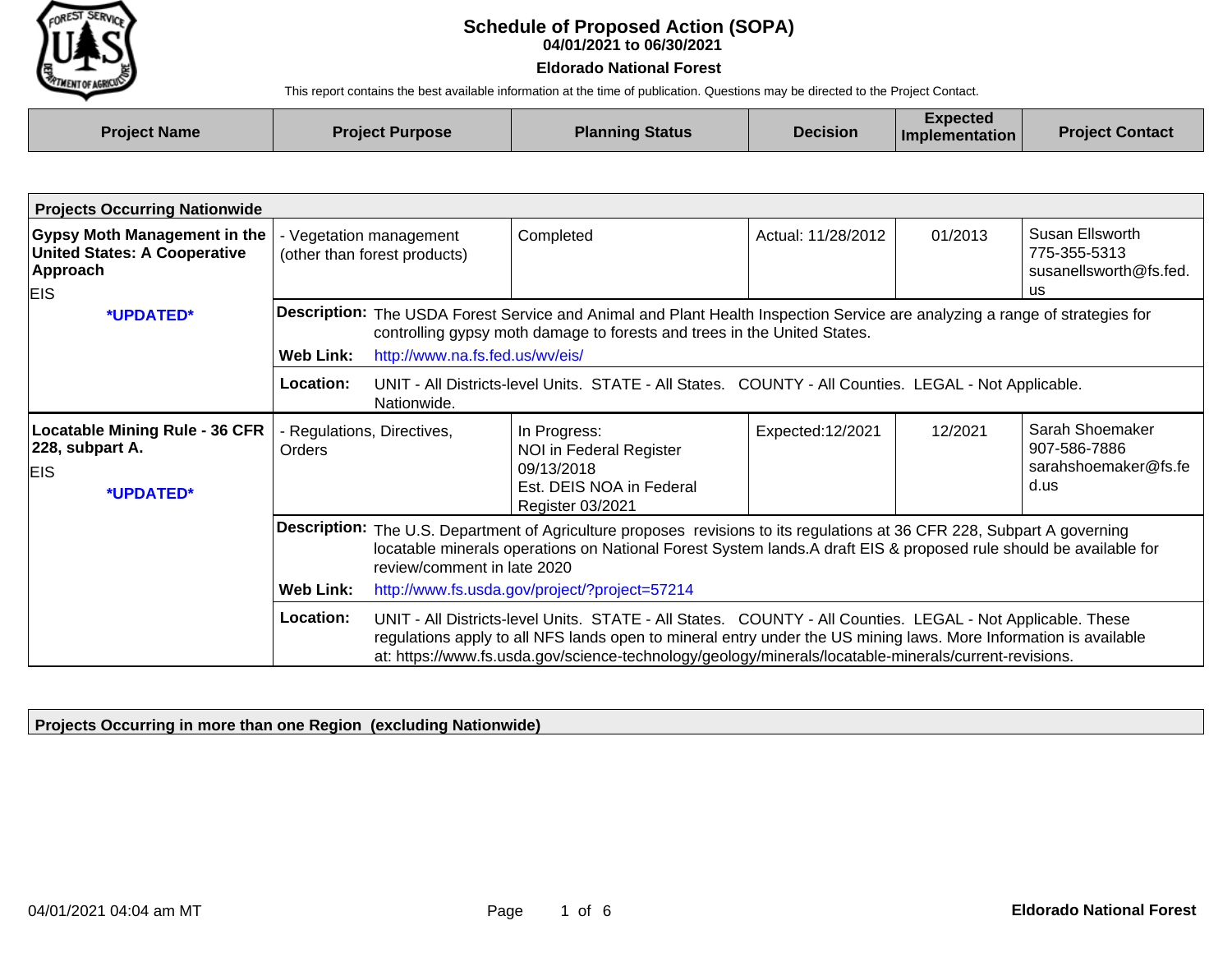# Schedule of Proposed Action (SOPA)

**04/01/2021 to 06/30/2021**

**Eldorado National Forest**

This report contains the best available information at the time of publication. Questions may be directed to the Project Contact.

| Project Name | Project Purpose | Planning Status | Decision | Expected Implementation | Project Contact |
|---|---|---|---|---|---|

## Projects Occurring Nationwide

| Project Name | Project Purpose | Planning Status | Decision | Expected Implementation | Project Contact |
|---|---|---|---|---|---|
| **Gypsy Moth Management in the United States: A Cooperative Approach** EIS ***UPDATED*** | - Vegetation management (other than forest products) | Completed | Actual: 11/28/2012 | 01/2013 | Susan Ellsworth 775-355-5313 susanellsworth@fs.fed.us |

**Description:** The USDA Forest Service and Animal and Plant Health Inspection Service are analyzing a range of strategies for controlling gypsy moth damage to forests and trees in the United States.

**Web Link:** http://www.na.fs.fed.us/wv/eis/

**Location:** UNIT - All Districts-level Units. STATE - All States. COUNTY - All Counties. LEGAL - Not Applicable. Nationwide.

| Project Name | Project Purpose | Planning Status | Decision | Expected Implementation | Project Contact |
|---|---|---|---|---|---|
| **Locatable Mining Rule - 36 CFR 228, subpart A.** EIS ***UPDATED*** | - Regulations, Directives, Orders | In Progress: NOI in Federal Register 09/13/2018 Est. DEIS NOA in Federal Register 03/2021 | Expected:12/2021 | 12/2021 | Sarah Shoemaker 907-586-7886 sarahshoemaker@fs.fed.us |

**Description:** The U.S. Department of Agriculture proposes revisions to its regulations at 36 CFR 228, Subpart A governing locatable minerals operations on National Forest System lands.A draft EIS & proposed rule should be available for review/comment in late 2020

**Web Link:** http://www.fs.usda.gov/project/?project=57214

**Location:** UNIT - All Districts-level Units. STATE - All States. COUNTY - All Counties. LEGAL - Not Applicable. These regulations apply to all NFS lands open to mineral entry under the US mining laws. More Information is available at: https://www.fs.usda.gov/science-technology/geology/minerals/locatable-minerals/current-revisions.

## Projects Occurring in more than one Region (excluding Nationwide)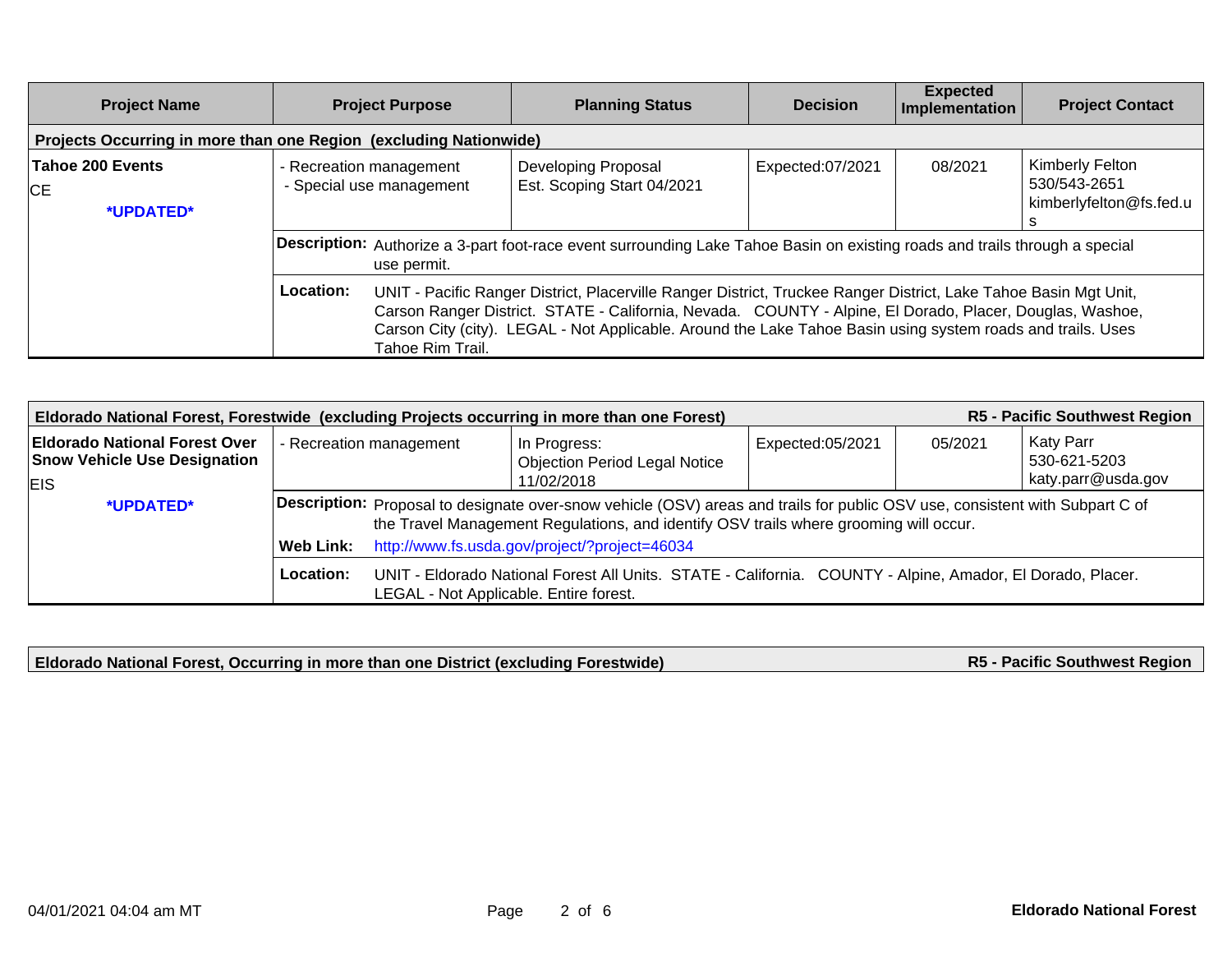| Project Name | Project Purpose | Planning Status | Decision | Expected Implementation | Project Contact |
|---|---|---|---|---|---|
| **Projects Occurring in more than one Region (excluding Nationwide)** | | | | | |
| **Tahoe 200 Events**<br>CE<br>***UPDATED*** | - Recreation management<br>- Special use management | Developing Proposal<br>Est. Scoping Start 04/2021 | Expected:07/2021 | 08/2021 | Kimberly Felton<br>530/543-2651<br>kimberlyfelton@fs.fed.us |
| | **Description:** Authorize a 3-part foot-race event surrounding Lake Tahoe Basin on existing roads and trails through a special use permit. | | | | |
| | **Location:** UNIT - Pacific Ranger District, Placerville Ranger District, Truckee Ranger District, Lake Tahoe Basin Mgt Unit, Carson Ranger District. STATE - California, Nevada. COUNTY - Alpine, El Dorado, Placer, Douglas, Washoe, Carson City (city). LEGAL - Not Applicable. Around the Lake Tahoe Basin using system roads and trails. Uses Tahoe Rim Trail. | | | | |

| Project Name | Project Purpose | Planning Status | Decision | Expected Implementation | Project Contact |
|---|---|---|---|---|---|
| **Eldorado National Forest, Forestwide (excluding Projects occurring in more than one Forest)** | | | | | **R5 - Pacific Southwest Region** |
| **Eldorado National Forest Over Snow Vehicle Use Designation**<br>EIS<br>***UPDATED*** | - Recreation management | In Progress:<br>Objection Period Legal Notice 11/02/2018 | Expected:05/2021 | 05/2021 | Katy Parr<br>530-621-5203<br>katy.parr@usda.gov |
| | **Description:** Proposal to designate over-snow vehicle (OSV) areas and trails for public OSV use, consistent with Subpart C of the Travel Management Regulations, and identify OSV trails where grooming will occur. | | | | |
| | **Web Link:** http://www.fs.usda.gov/project/?project=46034 | | | | |
| | **Location:** UNIT - Eldorado National Forest All Units. STATE - California. COUNTY - Alpine, Amador, El Dorado, Placer. LEGAL - Not Applicable. Entire forest. | | | | |

**Eldorado National Forest, Occurring in more than one District (excluding Forestwide)** — **R5 - Pacific Southwest Region**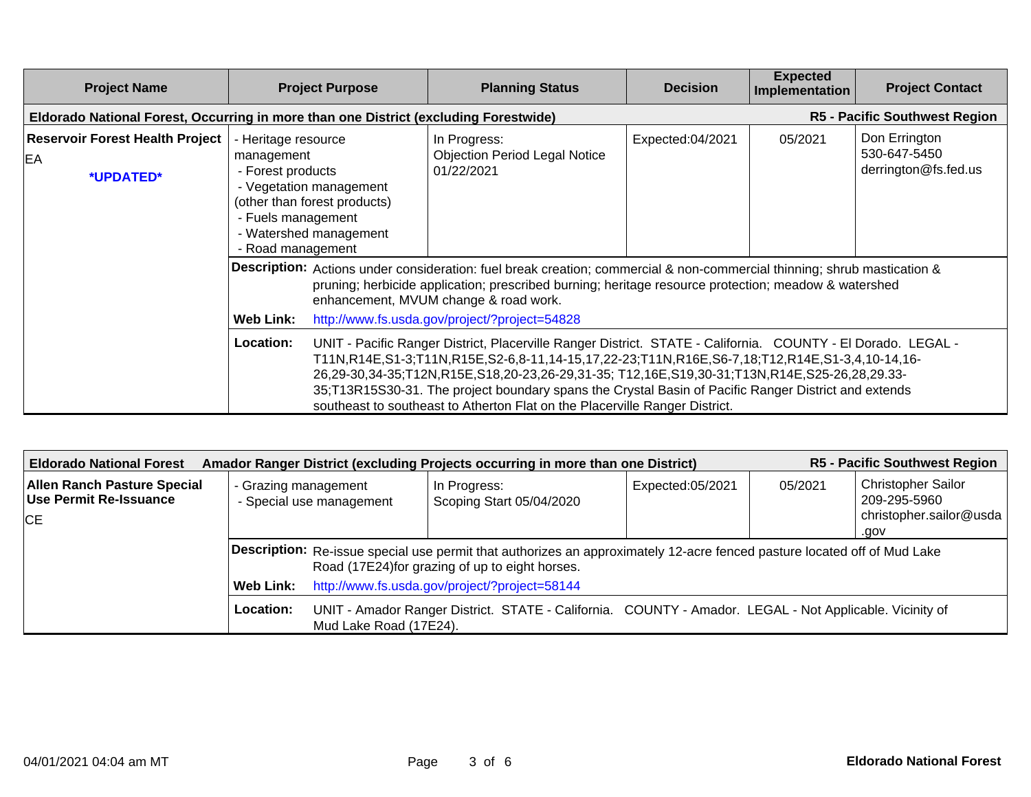| Project Name | Project Purpose | Planning Status | Decision | Expected Implementation | Project Contact |
|---|---|---|---|---|---|
| **Eldorado National Forest, Occurring in more than one District (excluding Forestwide)** | | | | | **R5 - Pacific Southwest Region** |
| **Reservoir Forest Health Project**<br>EA<br>***UPDATED*** | - Heritage resource management<br>- Forest products<br>- Vegetation management (other than forest products)<br>- Fuels management<br>- Watershed management<br>- Road management | In Progress:<br>Objection Period Legal Notice 01/22/2021 | Expected:04/2021 | 05/2021 | Don Errington<br>530-647-5450<br>derrington@fs.fed.us |
| | **Description:** Actions under consideration: fuel break creation; commercial & non-commercial thinning; shrub mastication & pruning; herbicide application; prescribed burning; heritage resource protection; meadow & watershed enhancement, MVUM change & road work. | | | | |
| | **Web Link:** http://www.fs.usda.gov/project/?project=54828 | | | | |
| | **Location:** UNIT - Pacific Ranger District, Placerville Ranger District. STATE - California. COUNTY - El Dorado. LEGAL - T11N,R14E,S1-3;T11N,R15E,S2-6,8-11,14-15,17,22-23;T11N,R16E,S6-7,18;T12,R14E,S1-3,4,10-14,16-26,29-30,34-35;T12N,R15E,S18,20-23,26-29,31-35; T12,16E,S19,30-31;T13N,R14E,S25-26,28,29.33-35;T13R15S30-31. The project boundary spans the Crystal Basin of Pacific Ranger District and extends southeast to southeast to Atherton Flat on the Placerville Ranger District. | | | | |

| Project Name | Project Purpose | Planning Status | Decision | Expected Implementation | Project Contact |
|---|---|---|---|---|---|
| **Eldorado National Forest Amador Ranger District (excluding Projects occurring in more than one District)** | | | | | **R5 - Pacific Southwest Region** |
| **Allen Ranch Pasture Special Use Permit Re-Issuance**<br>CE | - Grazing management<br>- Special use management | In Progress:<br>Scoping Start 05/04/2020 | Expected:05/2021 | 05/2021 | Christopher Sailor<br>209-295-5960<br>christopher.sailor@usda.gov |
| | **Description:** Re-issue special use permit that authorizes an approximately 12-acre fenced pasture located off of Mud Lake Road (17E24)for grazing of up to eight horses. | | | | |
| | **Web Link:** http://www.fs.usda.gov/project/?project=58144 | | | | |
| | **Location:** UNIT - Amador Ranger District. STATE - California. COUNTY - Amador. LEGAL - Not Applicable. Vicinity of Mud Lake Road (17E24). | | | | |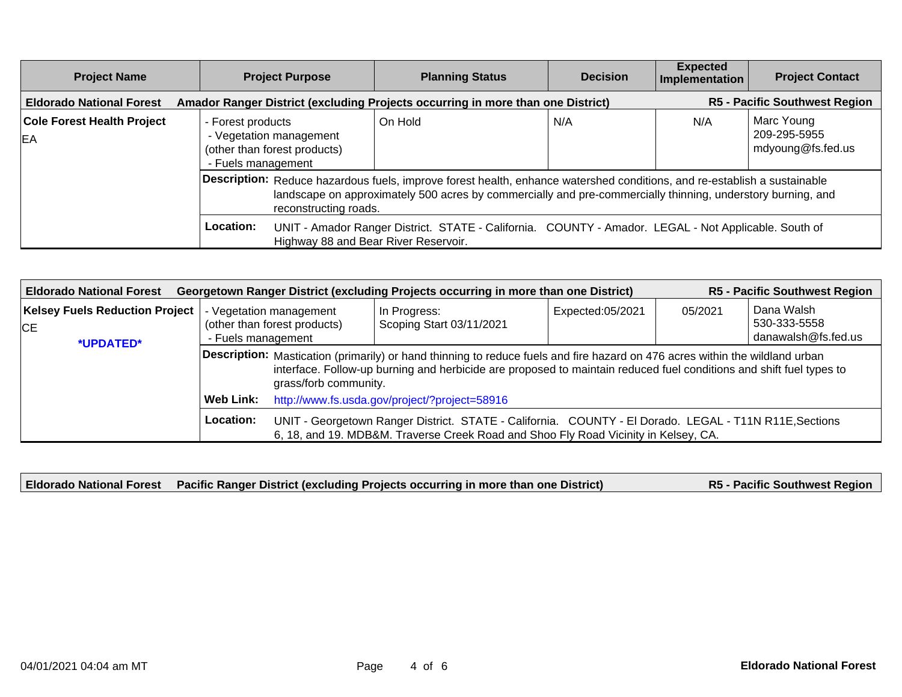| Project Name | Project Purpose | Planning Status | Decision | Expected Implementation | Project Contact |
|---|---|---|---|---|---|
| **Eldorado National Forest** | **Amador Ranger District (excluding Projects occurring in more than one District)** | | | | **R5 - Pacific Southwest Region** |
| **Cole Forest Health Project**<br>EA | - Forest products<br>- Vegetation management (other than forest products)<br>- Fuels management | On Hold | N/A | N/A | Marc Young<br>209-295-5955<br>mdyoung@fs.fed.us |
| | **Description:** Reduce hazardous fuels, improve forest health, enhance watershed conditions, and re-establish a sustainable landscape on approximately 500 acres by commercially and pre-commercially thinning, understory burning, and reconstructing roads. | | | | |
| | **Location:** UNIT - Amador Ranger District. STATE - California. COUNTY - Amador. LEGAL - Not Applicable. South of Highway 88 and Bear River Reservoir. | | | | |

| Project Name | Project Purpose | Planning Status | Decision | Expected Implementation | Project Contact |
|---|---|---|---|---|---|
| **Eldorado National Forest** | **Georgetown Ranger District (excluding Projects occurring in more than one District)** | | | | **R5 - Pacific Southwest Region** |
| **Kelsey Fuels Reduction Project**<br>CE<br>**\*UPDATED\*** | - Vegetation management (other than forest products)<br>- Fuels management | In Progress:<br>Scoping Start 03/11/2021 | Expected:05/2021 | 05/2021 | Dana Walsh<br>530-333-5558<br>danawalsh@fs.fed.us |
| | **Description:** Mastication (primarily) or hand thinning to reduce fuels and fire hazard on 476 acres within the wildland urban interface. Follow-up burning and herbicide are proposed to maintain reduced fuel conditions and shift fuel types to grass/forb community. | | | | |
| | **Web Link:** http://www.fs.usda.gov/project/?project=58916 | | | | |
| | **Location:** UNIT - Georgetown Ranger District. STATE - California. COUNTY - El Dorado. LEGAL - T11N R11E,Sections 6, 18, and 19. MDB&M. Traverse Creek Road and Shoo Fly Road Vicinity in Kelsey, CA. | | | | |

**Eldorado National Forest** **Pacific Ranger District (excluding Projects occurring in more than one District)** **R5 - Pacific Southwest Region**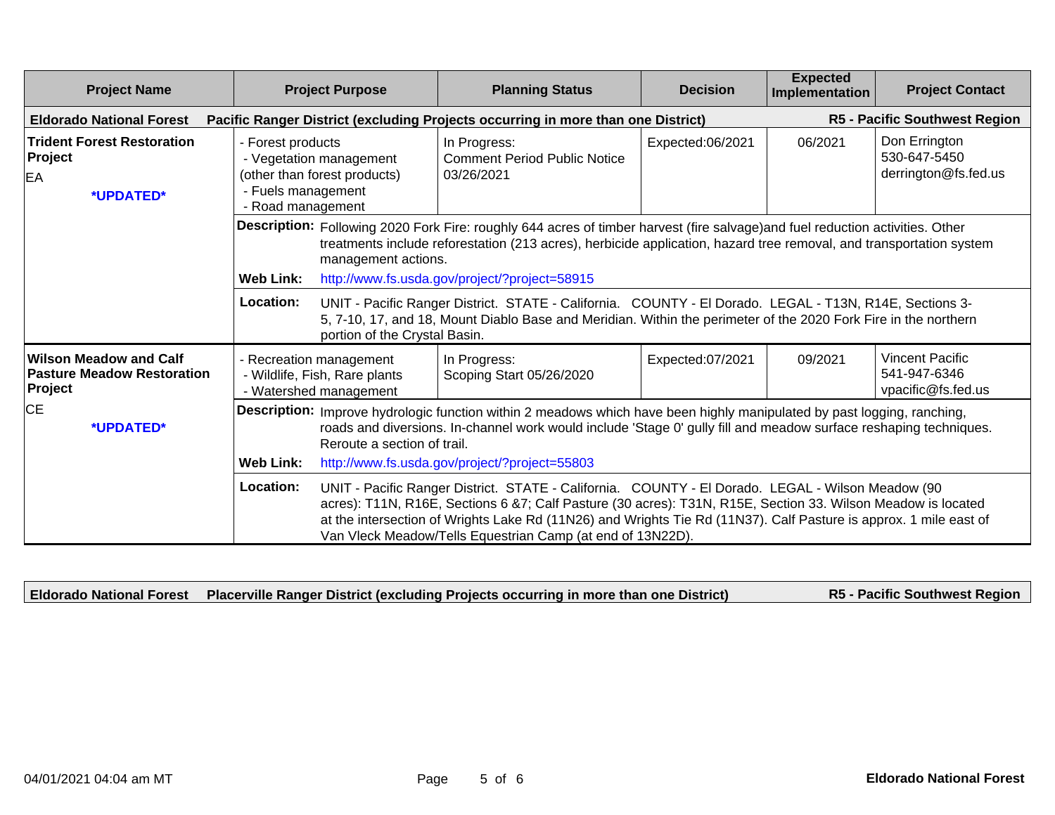| Project Name | Project Purpose | Planning Status | Decision | Expected Implementation | Project Contact |
|---|---|---|---|---|---|
| **Eldorado National Forest** | **Pacific Ranger District (excluding Projects occurring in more than one District)** | | | | **R5 - Pacific Southwest Region** |
| **Trident Forest Restoration Project**<br>EA<br>***UPDATED*** | - Forest products<br>- Vegetation management (other than forest products)<br>- Fuels management<br>- Road management | In Progress:<br>Comment Period Public Notice 03/26/2021 | Expected:06/2021 | 06/2021 | Don Errington<br>530-647-5450<br>derrington@fs.fed.us |
| | **Description:** Following 2020 Fork Fire: roughly 644 acres of timber harvest (fire salvage)and fuel reduction activities. Other treatments include reforestation (213 acres), herbicide application, hazard tree removal, and transportation system management actions.<br>**Web Link:** http://www.fs.usda.gov/project/?project=58915 | | | | |
| | **Location:** UNIT - Pacific Ranger District. STATE - California. COUNTY - El Dorado. LEGAL - T13N, R14E, Sections 3-5, 7-10, 17, and 18, Mount Diablo Base and Meridian. Within the perimeter of the 2020 Fork Fire in the northern portion of the Crystal Basin. | | | | |
| **Wilson Meadow and Calf Pasture Meadow Restoration Project**<br>CE<br>***UPDATED*** | - Recreation management<br>- Wildlife, Fish, Rare plants<br>- Watershed management | In Progress:<br>Scoping Start 05/26/2020 | Expected:07/2021 | 09/2021 | Vincent Pacific<br>541-947-6346<br>vpacific@fs.fed.us |
| | **Description:** Improve hydrologic function within 2 meadows which have been highly manipulated by past logging, ranching, roads and diversions. In-channel work would include 'Stage 0' gully fill and meadow surface reshaping techniques. Reroute a section of trail.<br>**Web Link:** http://www.fs.usda.gov/project/?project=55803 | | | | |
| | **Location:** UNIT - Pacific Ranger District. STATE - California. COUNTY - El Dorado. LEGAL - Wilson Meadow (90 acres): T11N, R16E, Sections 6 &7; Calf Pasture (30 acres): T31N, R15E, Section 33. Wilson Meadow is located at the intersection of Wrights Lake Rd (11N26) and Wrights Tie Rd (11N37). Calf Pasture is approx. 1 mile east of Van Vleck Meadow/Tells Equestrian Camp (at end of 13N22D). | | | | |

| **Eldorado National Forest** | **Placerville Ranger District (excluding Projects occurring in more than one District)** | **R5 - Pacific Southwest Region** |
|---|---|---|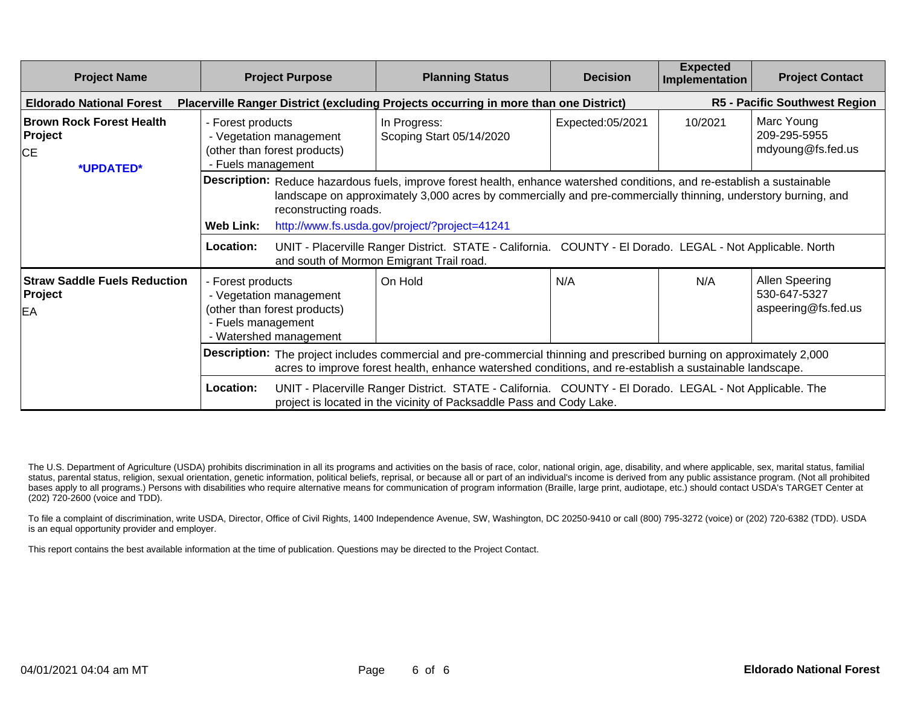| Project Name | Project Purpose | Planning Status | Decision | Expected Implementation | Project Contact |
|---|---|---|---|---|---|
| **Eldorado National Forest** | **Placerville Ranger District (excluding Projects occurring in more than one District)** | | | | **R5 - Pacific Southwest Region** |
| **Brown Rock Forest Health Project**<br>CE<br>***UPDATED*** | - Forest products<br>- Vegetation management (other than forest products)<br>- Fuels management | In Progress:<br>Scoping Start 05/14/2020 | Expected:05/2021 | 10/2021 | Marc Young<br>209-295-5955<br>mdyoung@fs.fed.us |
| | **Description:** Reduce hazardous fuels, improve forest health, enhance watershed conditions, and re-establish a sustainable landscape on approximately 3,000 acres by commercially and pre-commercially thinning, understory burning, and reconstructing roads.<br>**Web Link:** http://www.fs.usda.gov/project/?project=41241 | | | | |
| | **Location:** UNIT - Placerville Ranger District. STATE - California. COUNTY - El Dorado. LEGAL - Not Applicable. North and south of Mormon Emigrant Trail road. | | | | |
| **Straw Saddle Fuels Reduction Project**<br>EA | - Forest products<br>- Vegetation management (other than forest products)<br>- Fuels management<br>- Watershed management | On Hold | N/A | N/A | Allen Speering<br>530-647-5327<br>aspeering@fs.fed.us |
| | **Description:** The project includes commercial and pre-commercial thinning and prescribed burning on approximately 2,000 acres to improve forest health, enhance watershed conditions, and re-establish a sustainable landscape. | | | | |
| | **Location:** UNIT - Placerville Ranger District. STATE - California. COUNTY - El Dorado. LEGAL - Not Applicable. The project is located in the vicinity of Packsaddle Pass and Cody Lake. | | | | |

The U.S. Department of Agriculture (USDA) prohibits discrimination in all its programs and activities on the basis of race, color, national origin, age, disability, and where applicable, sex, marital status, familial status, parental status, religion, sexual orientation, genetic information, political beliefs, reprisal, or because all or part of an individual's income is derived from any public assistance program. (Not all prohibited bases apply to all programs.) Persons with disabilities who require alternative means for communication of program information (Braille, large print, audiotape, etc.) should contact USDA's TARGET Center at (202) 720-2600 (voice and TDD).

To file a complaint of discrimination, write USDA, Director, Office of Civil Rights, 1400 Independence Avenue, SW, Washington, DC 20250-9410 or call (800) 795-3272 (voice) or (202) 720-6382 (TDD). USDA is an equal opportunity provider and employer.

This report contains the best available information at the time of publication. Questions may be directed to the Project Contact.